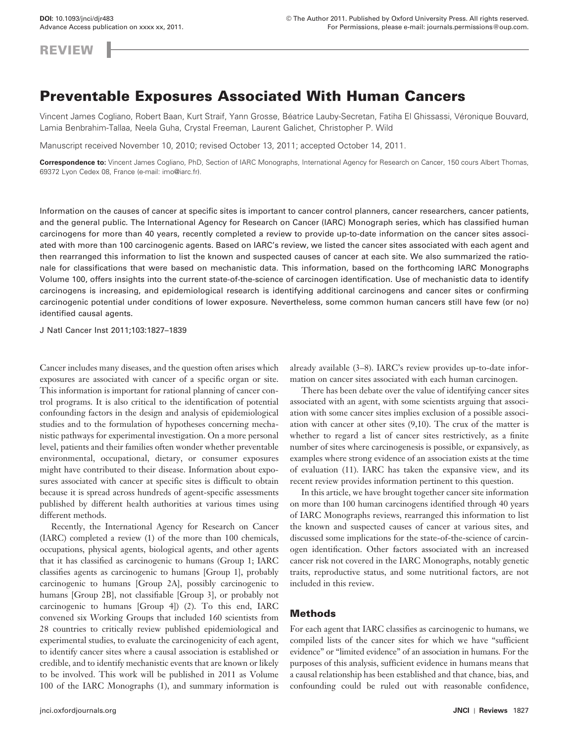REVIEW

# Preventable Exposures Associated With Human Cancers

Vincent James Cogliano, Robert Baan, Kurt Straif, Yann Grosse, Béatrice Lauby-Secretan, Fatiha El Ghissassi, Véronique Bouvard, Lamia Benbrahim-Tallaa, Neela Guha, Crystal Freeman, Laurent Galichet, Christopher P. Wild

Manuscript received November 10, 2010; revised October 13, 2011; accepted October 14, 2011.

**Correspondence to:** Vincent James Cogliano, PhD, Section of IARC Monographs, International Agency for Research on Cancer, 150 cours Albert Thomas, 69372 Lyon Cedex 08, France (e-mail: imo@iarc.fr).

Information on the causes of cancer at specific sites is important to cancer control planners, cancer researchers, cancer patients, and the general public. The International Agency for Research on Cancer (IARC) Monograph series, which has classified human carcinogens for more than 40 years, recently completed a review to provide up-to-date information on the cancer sites associated with more than 100 carcinogenic agents. Based on IARC's review, we listed the cancer sites associated with each agent and then rearranged this information to list the known and suspected causes of cancer at each site. We also summarized the rationale for classifications that were based on mechanistic data. This information, based on the forthcoming IARC Monographs Volume 100, offers insights into the current state-of-the-science of carcinogen identification. Use of mechanistic data to identify carcinogens is increasing, and epidemiological research is identifying additional carcinogens and cancer sites or confirming carcinogenic potential under conditions of lower exposure. Nevertheless, some common human cancers still have few (or no) identified causal agents.

J Natl Cancer Inst 2011;103:1827–1839

Cancer includes many diseases, and the question often arises which exposures are associated with cancer of a specific organ or site. This information is important for rational planning of cancer control programs. It is also critical to the identification of potential confounding factors in the design and analysis of epidemiological studies and to the formulation of hypotheses concerning mechanistic pathways for experimental investigation. On a more personal level, patients and their families often wonder whether preventable environmental, occupational, dietary, or consumer exposures might have contributed to their disease. Information about exposures associated with cancer at specific sites is difficult to obtain because it is spread across hundreds of agent-specific assessments published by different health authorities at various times using different methods.

Recently, the International Agency for Research on Cancer (IARC) completed a review (1) of the more than 100 chemicals, occupations, physical agents, biological agents, and other agents that it has classified as carcinogenic to humans (Group 1; IARC classifies agents as carcinogenic to humans [Group 1], probably carcinogenic to humans [Group 2A], possibly carcinogenic to humans [Group 2B], not classifiable [Group 3], or probably not carcinogenic to humans [Group 4]) (2). To this end, IARC convened six Working Groups that included 160 scientists from 28 countries to critically review published epidemiological and experimental studies, to evaluate the carcinogenicity of each agent, to identify cancer sites where a causal association is established or credible, and to identify mechanistic events that are known or likely to be involved. This work will be published in 2011 as Volume 100 of the IARC Monographs (1), and summary information is already available (3–8). IARC's review provides up-to-date information on cancer sites associated with each human carcinogen.

There has been debate over the value of identifying cancer sites associated with an agent, with some scientists arguing that association with some cancer sites implies exclusion of a possible association with cancer at other sites (9,10). The crux of the matter is whether to regard a list of cancer sites restrictively, as a finite number of sites where carcinogenesis is possible, or expansively, as examples where strong evidence of an association exists at the time of evaluation (11). IARC has taken the expansive view, and its recent review provides information pertinent to this question.

In this article, we have brought together cancer site information on more than 100 human carcinogens identified through 40 years of IARC Monographs reviews, rearranged this information to list the known and suspected causes of cancer at various sites, and discussed some implications for the state-of-the-science of carcinogen identification. Other factors associated with an increased cancer risk not covered in the IARC Monographs, notably genetic traits, reproductive status, and some nutritional factors, are not included in this review.

## Methods

For each agent that IARC classifies as carcinogenic to humans, we compiled lists of the cancer sites for which we have "sufficient evidence" or "limited evidence" of an association in humans. For the purposes of this analysis, sufficient evidence in humans means that a causal relationship has been established and that chance, bias, and confounding could be ruled out with reasonable confidence,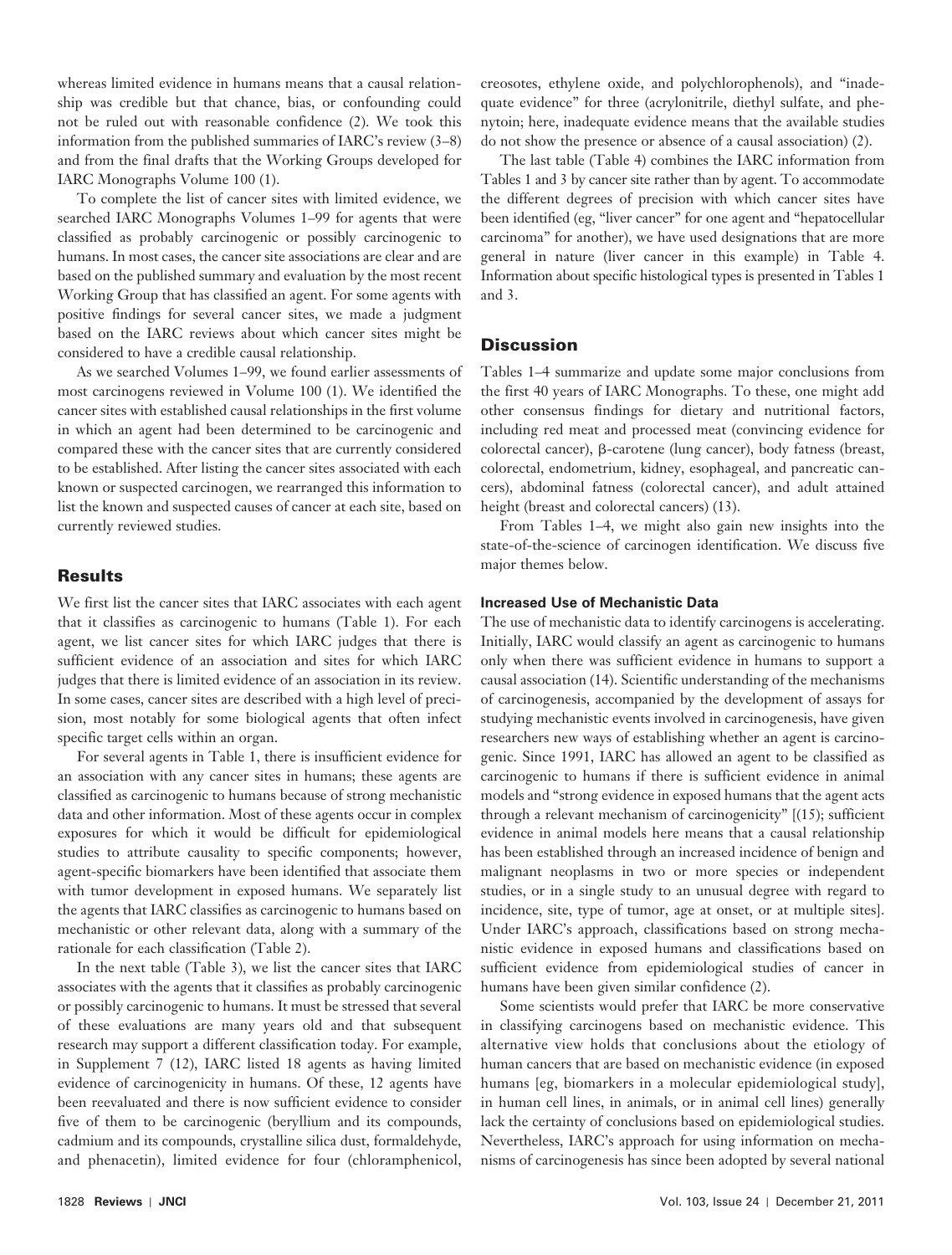whereas limited evidence in humans means that a causal relationship was credible but that chance, bias, or confounding could not be ruled out with reasonable confidence (2). We took this information from the published summaries of IARC's review (3–8) and from the final drafts that the Working Groups developed for IARC Monographs Volume 100 (1).

To complete the list of cancer sites with limited evidence, we searched IARC Monographs Volumes 1–99 for agents that were classified as probably carcinogenic or possibly carcinogenic to humans. In most cases, the cancer site associations are clear and are based on the published summary and evaluation by the most recent Working Group that has classified an agent. For some agents with positive findings for several cancer sites, we made a judgment based on the IARC reviews about which cancer sites might be considered to have a credible causal relationship.

As we searched Volumes 1–99, we found earlier assessments of most carcinogens reviewed in Volume 100 (1). We identified the cancer sites with established causal relationships in the first volume in which an agent had been determined to be carcinogenic and compared these with the cancer sites that are currently considered to be established. After listing the cancer sites associated with each known or suspected carcinogen, we rearranged this information to list the known and suspected causes of cancer at each site, based on currently reviewed studies.

## Results

We first list the cancer sites that IARC associates with each agent that it classifies as carcinogenic to humans (Table 1). For each agent, we list cancer sites for which IARC judges that there is sufficient evidence of an association and sites for which IARC judges that there is limited evidence of an association in its review. In some cases, cancer sites are described with a high level of precision, most notably for some biological agents that often infect specific target cells within an organ.

For several agents in Table 1, there is insufficient evidence for an association with any cancer sites in humans; these agents are classified as carcinogenic to humans because of strong mechanistic data and other information. Most of these agents occur in complex exposures for which it would be difficult for epidemiological studies to attribute causality to specific components; however, agent-specific biomarkers have been identified that associate them with tumor development in exposed humans. We separately list the agents that IARC classifies as carcinogenic to humans based on mechanistic or other relevant data, along with a summary of the rationale for each classification (Table 2).

In the next table (Table 3), we list the cancer sites that IARC associates with the agents that it classifies as probably carcinogenic or possibly carcinogenic to humans. It must be stressed that several of these evaluations are many years old and that subsequent research may support a different classification today. For example, in Supplement 7 (12), IARC listed 18 agents as having limited evidence of carcinogenicity in humans. Of these, 12 agents have been reevaluated and there is now sufficient evidence to consider five of them to be carcinogenic (beryllium and its compounds, cadmium and its compounds, crystalline silica dust, formaldehyde, and phenacetin), limited evidence for four (chloramphenicol, creosotes, ethylene oxide, and polychlorophenols), and "inadequate evidence" for three (acrylonitrile, diethyl sulfate, and phenytoin; here, inadequate evidence means that the available studies do not show the presence or absence of a causal association) (2).

The last table (Table 4) combines the IARC information from Tables 1 and 3 by cancer site rather than by agent. To accommodate the different degrees of precision with which cancer sites have been identified (eg, "liver cancer" for one agent and "hepatocellular carcinoma" for another), we have used designations that are more general in nature (liver cancer in this example) in Table 4. Information about specific histological types is presented in Tables 1 and 3.

## Discussion

Tables 1–4 summarize and update some major conclusions from the first 40 years of IARC Monographs. To these, one might add other consensus findings for dietary and nutritional factors, including red meat and processed meat (convincing evidence for colorectal cancer), β-carotene (lung cancer), body fatness (breast, colorectal, endometrium, kidney, esophageal, and pancreatic cancers), abdominal fatness (colorectal cancer), and adult attained height (breast and colorectal cancers) (13).

From Tables 1–4, we might also gain new insights into the state-of-the-science of carcinogen identification. We discuss five major themes below.

### Increased Use of Mechanistic Data

The use of mechanistic data to identify carcinogens is accelerating. Initially, IARC would classify an agent as carcinogenic to humans only when there was sufficient evidence in humans to support a causal association (14). Scientific understanding of the mechanisms of carcinogenesis, accompanied by the development of assays for studying mechanistic events involved in carcinogenesis, have given researchers new ways of establishing whether an agent is carcinogenic. Since 1991, IARC has allowed an agent to be classified as carcinogenic to humans if there is sufficient evidence in animal models and "strong evidence in exposed humans that the agent acts through a relevant mechanism of carcinogenicity" [(15); sufficient evidence in animal models here means that a causal relationship has been established through an increased incidence of benign and malignant neoplasms in two or more species or independent studies, or in a single study to an unusual degree with regard to incidence, site, type of tumor, age at onset, or at multiple sites]. Under IARC's approach, classifications based on strong mechanistic evidence in exposed humans and classifications based on sufficient evidence from epidemiological studies of cancer in humans have been given similar confidence (2).

Some scientists would prefer that IARC be more conservative in classifying carcinogens based on mechanistic evidence. This alternative view holds that conclusions about the etiology of human cancers that are based on mechanistic evidence (in exposed humans [eg, biomarkers in a molecular epidemiological study], in human cell lines, in animals, or in animal cell lines) generally lack the certainty of conclusions based on epidemiological studies. Nevertheless, IARC's approach for using information on mechanisms of carcinogenesis has since been adopted by several national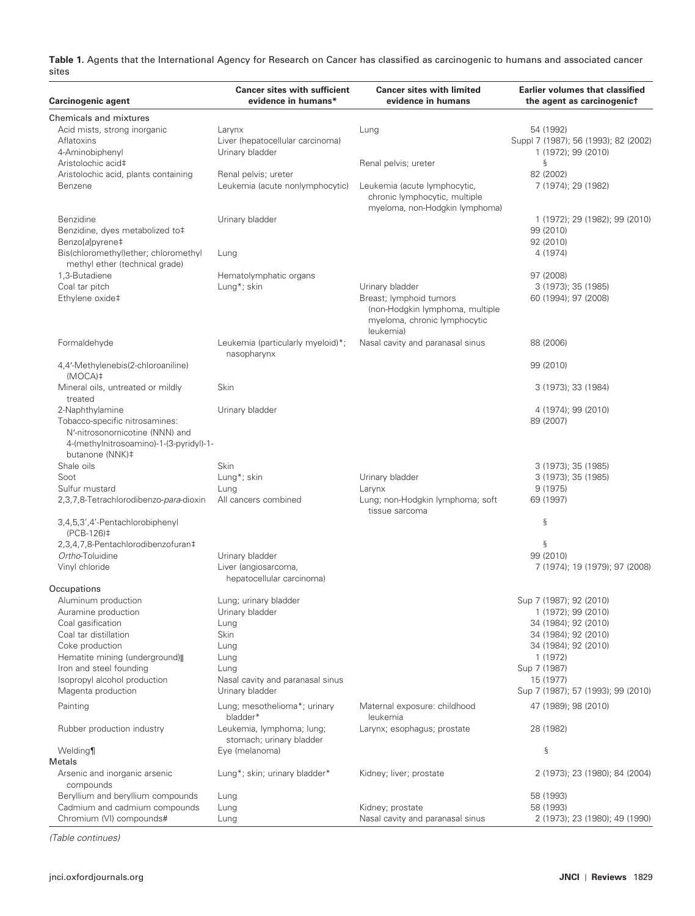**Table 1.** Agents that the International Agency for Research on Cancer has classified as carcinogenic to humans and associated cancer sites

| Carcinogenic agent | Cancer sites with sufficient evidence in humans* | Cancer sites with limited evidence in humans | Earlier volumes that classified the agent as carcinogenic† |
|---|---|---|---|
| Chemicals and mixtures | | | |
| Acid mists, strong inorganic | Larynx | Lung | 54 (1992) |
| Aflatoxins | Liver (hepatocellular carcinoma) | | Suppl 7 (1987); 56 (1993); 82 (2002) |
| 4-Aminobiphenyl | Urinary bladder | | 1 (1972); 99 (2010) |
| Aristolochic acid‡ | | Renal pelvis; ureter | § |
| Aristolochic acid, plants containing | Renal pelvis; ureter | | 82 (2002) |
| Benzene | Leukemia (acute nonlymphocytic) | Leukemia (acute lymphocytic, chronic lymphocytic, multiple myeloma, non-Hodgkin lymphoma) | 7 (1974); 29 (1982) |
| Benzidine | Urinary bladder | | 1 (1972); 29 (1982); 99 (2010) |
| Benzidine, dyes metabolized to‡ | | | 99 (2010) |
| Benzo[*a*]pyrene‡ | | | 92 (2010) |
| Bis(chloromethyl)ether; chloromethyl methyl ether (technical grade) | Lung | | 4 (1974) |
| 1,3-Butadiene | Hematolymphatic organs | | 97 (2008) |
| Coal tar pitch | Lung*; skin | Urinary bladder | 3 (1973); 35 (1985) |
| Ethylene oxide‡ | | Breast; lymphoid tumors (non-Hodgkin lymphoma, multiple myeloma, chronic lymphocytic leukemia) | 60 (1994); 97 (2008) |
| Formaldehyde | Leukemia (particularly myeloid)*; nasopharynx | Nasal cavity and paranasal sinus | 88 (2006) |
| 4,4′-Methylenebis(2-chloroaniline) (MOCA)‡ | | | 99 (2010) |
| Mineral oils, untreated or mildly treated | Skin | | 3 (1973); 33 (1984) |
| 2-Naphthylamine | Urinary bladder | | 4 (1974); 99 (2010) |
| Tobacco-specific nitrosamines: N′-nitrosonornicotine (NNN) and 4-(methylnitrosoamino)-1-(3-pyridyl)-1-butanone (NNK)‡ | | | 89 (2007) |
| Shale oils | Skin | | 3 (1973); 35 (1985) |
| Soot | Lung*; skin | Urinary bladder | 3 (1973); 35 (1985) |
| Sulfur mustard | Lung | Larynx | 9 (1975) |
| 2,3,7,8-Tetrachlorodibenzo-*para*-dioxin | All cancers combined | Lung; non-Hodgkin lymphoma; soft tissue sarcoma | 69 (1997) |
| 3,4,5,3′,4′-Pentachlorobiphenyl (PCB-126)‡ | | | § |
| 2,3,4,7,8-Pentachlorodibenzofuran‡ | | | § |
| *Ortho*-Toluidine | Urinary bladder | | 99 (2010) |
| Vinyl chloride | Liver (angiosarcoma, hepatocellular carcinoma) | | 7 (1974); 19 (1979); 97 (2008) |
| Occupations | | | |
| Aluminum production | Lung; urinary bladder | | Sup 7 (1987); 92 (2010) |
| Auramine production | Urinary bladder | | 1 (1972); 99 (2010) |
| Coal gasification | Lung | | 34 (1984); 92 (2010) |
| Coal tar distillation | Skin | | 34 (1984); 92 (2010) |
| Coke production | Lung | | 34 (1984); 92 (2010) |
| Hematite mining (underground)‖ | Lung | | 1 (1972) |
| Iron and steel founding | Lung | | Sup 7 (1987) |
| Isopropyl alcohol production | Nasal cavity and paranasal sinus | | 15 (1977) |
| Magenta production | Urinary bladder | | Sup 7 (1987); 57 (1993); 99 (2010) |
| Painting | Lung; mesothelioma*; urinary bladder* | Maternal exposure: childhood leukemia | 47 (1989); 98 (2010) |
| Rubber production industry | Leukemia, lymphoma; lung; stomach; urinary bladder | Larynx; esophagus; prostate | 28 (1982) |
| Welding¶ | Eye (melanoma) | | § |
| Metals | | | |
| Arsenic and inorganic arsenic compounds | Lung*; skin; urinary bladder* | Kidney; liver; prostate | 2 (1973); 23 (1980); 84 (2004) |
| Beryllium and beryllium compounds | Lung | | 58 (1993) |
| Cadmium and cadmium compounds | Lung | Kidney; prostate | 58 (1993) |
| Chromium (VI) compounds# | Lung | Nasal cavity and paranasal sinus | 2 (1973); 23 (1980); 49 (1990) |

*(Table continues)*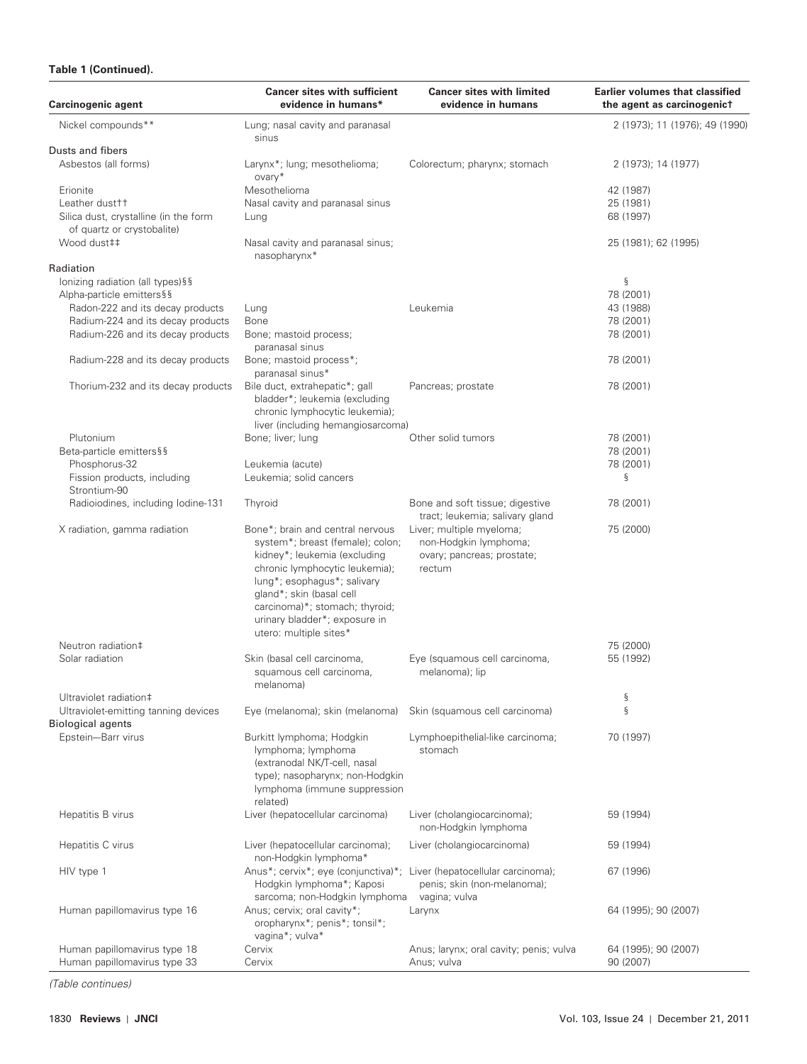**Table 1 (Continued).**

| Carcinogenic agent | Cancer sites with sufficient evidence in humans* | Cancer sites with limited evidence in humans | Earlier volumes that classified the agent as carcinogenic† |
|---|---|---|---|
| Nickel compounds** | Lung; nasal cavity and paranasal sinus | | 2 (1973); 11 (1976); 49 (1990) |
| Dusts and fibers | | | |
| Asbestos (all forms) | Larynx*; lung; mesothelioma; ovary* | Colorectum; pharynx; stomach | 2 (1973); 14 (1977) |
| Erionite | Mesothelioma | | 42 (1987) |
| Leather dust†† | Nasal cavity and paranasal sinus | | 25 (1981) |
| Silica dust, crystalline (in the form of quartz or crystobalite) | Lung | | 68 (1997) |
| Wood dust‡‡ | Nasal cavity and paranasal sinus; nasopharynx* | | 25 (1981); 62 (1995) |
| Radiation | | | |
| Ionizing radiation (all types)§§ | | | § |
| Alpha-particle emitters§§ | | | 78 (2001) |
| Radon-222 and its decay products | Lung | Leukemia | 43 (1988) |
| Radium-224 and its decay products | Bone | | 78 (2001) |
| Radium-226 and its decay products | Bone; mastoid process; paranasal sinus | | 78 (2001) |
| Radium-228 and its decay products | Bone; mastoid process*; paranasal sinus* | | 78 (2001) |
| Thorium-232 and its decay products | Bile duct, extrahepatic*; gall bladder*; leukemia (excluding chronic lymphocytic leukemia); liver (including hemangiosarcoma) | Pancreas; prostate | 78 (2001) |
| Plutonium | Bone; liver; lung | Other solid tumors | 78 (2001) |
| Beta-particle emitters§§ | | | 78 (2001) |
| Phosphorus-32 | Leukemia (acute) | | 78 (2001) |
| Fission products, including Strontium-90 | Leukemia; solid cancers | | § |
| Radioiodines, including Iodine-131 | Thyroid | Bone and soft tissue; digestive tract; leukemia; salivary gland | 78 (2001) |
| X radiation, gamma radiation | Bone*; brain and central nervous system*; breast (female); colon; kidney*; leukemia (excluding chronic lymphocytic leukemia); lung*; esophagus*; salivary gland*; skin (basal cell carcinoma)*; stomach; thyroid; urinary bladder*; exposure in utero: multiple sites* | Liver; multiple myeloma; non-Hodgkin lymphoma; ovary; pancreas; prostate; rectum | 75 (2000) |
| Neutron radiation‡ | | | 75 (2000) |
| Solar radiation | Skin (basal cell carcinoma, squamous cell carcinoma, melanoma) | Eye (squamous cell carcinoma, melanoma); lip | 55 (1992) |
| Ultraviolet radiation‡ | | | § |
| Ultraviolet-emitting tanning devices | Eye (melanoma); skin (melanoma) | Skin (squamous cell carcinoma) | § |
| Biological agents | | | |
| Epstein–Barr virus | Burkitt lymphoma; Hodgkin lymphoma; lymphoma (extranodal NK/T-cell, nasal type); nasopharynx; non-Hodgkin lymphoma (immune suppression related) | Lymphoepithelial-like carcinoma; stomach | 70 (1997) |
| Hepatitis B virus | Liver (hepatocellular carcinoma) | Liver (cholangiocarcinoma); non-Hodgkin lymphoma | 59 (1994) |
| Hepatitis C virus | Liver (hepatocellular carcinoma); non-Hodgkin lymphoma* | Liver (cholangiocarcinoma) | 59 (1994) |
| HIV type 1 | Anus*; cervix*; eye (conjunctiva)*; Hodgkin lymphoma*; Kaposi sarcoma; non-Hodgkin lymphoma | Liver (hepatocellular carcinoma); penis; skin (non-melanoma); vagina; vulva | 67 (1996) |
| Human papillomavirus type 16 | Anus; cervix; oral cavity*; oropharynx*; penis*; tonsil*; vagina*; vulva* | Larynx | 64 (1995); 90 (2007) |
| Human papillomavirus type 18 | Cervix | Anus; larynx; oral cavity; penis; vulva | 64 (1995); 90 (2007) |
| Human papillomavirus type 33 | Cervix | Anus; vulva | 90 (2007) |

*(Table continues)*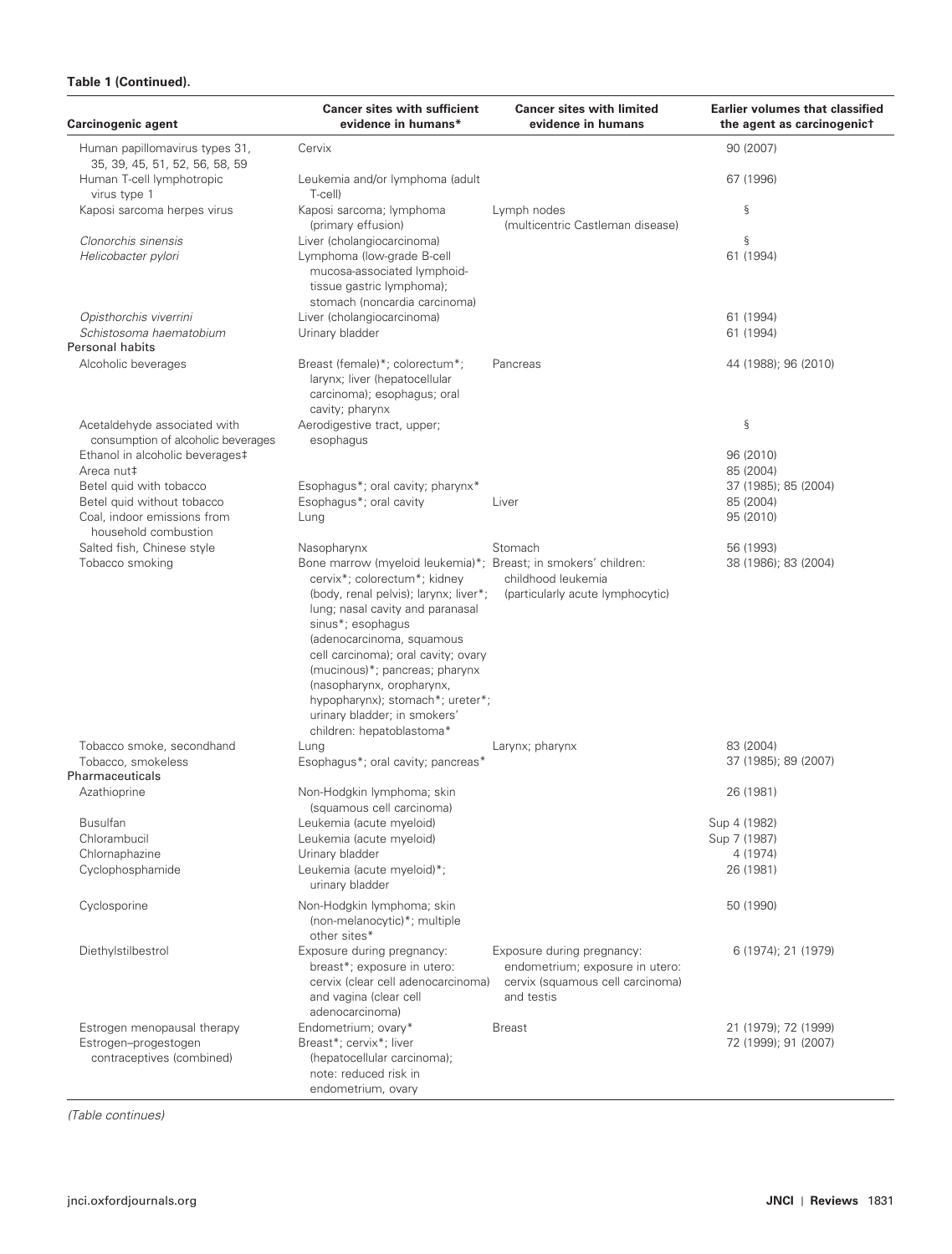**Table 1 (Continued).**

| Carcinogenic agent | Cancer sites with sufficient evidence in humans* | Cancer sites with limited evidence in humans | Earlier volumes that classified the agent as carcinogenic† |
|---|---|---|---|
| Human papillomavirus types 31, 35, 39, 45, 51, 52, 56, 58, 59 | Cervix | | 90 (2007) |
| Human T-cell lymphotropic virus type 1 | Leukemia and/or lymphoma (adult T-cell) | | 67 (1996) |
| Kaposi sarcoma herpes virus | Kaposi sarcoma; lymphoma (primary effusion) | Lymph nodes (multicentric Castleman disease) | § |
| *Clonorchis sinensis* | Liver (cholangiocarcinoma) | | § |
| *Helicobacter pylori* | Lymphoma (low-grade B-cell mucosa-associated lymphoid-tissue gastric lymphoma); stomach (noncardia carcinoma) | | 61 (1994) |
| *Opisthorchis viverrini* | Liver (cholangiocarcinoma) | | 61 (1994) |
| *Schistosoma haematobium* | Urinary bladder | | 61 (1994) |
| **Personal habits** | | | |
| Alcoholic beverages | Breast (female)*; colorectum*; larynx; liver (hepatocellular carcinoma); esophagus; oral cavity; pharynx | Pancreas | 44 (1988); 96 (2010) |
| Acetaldehyde associated with consumption of alcoholic beverages | Aerodigestive tract, upper; esophagus | | § |
| Ethanol in alcoholic beverages‡ | | | 96 (2010) |
| Areca nut‡ | | | 85 (2004) |
| Betel quid with tobacco | Esophagus*; oral cavity; pharynx* | | 37 (1985); 85 (2004) |
| Betel quid without tobacco | Esophagus*; oral cavity | Liver | 85 (2004) |
| Coal, indoor emissions from household combustion | Lung | | 95 (2010) |
| Salted fish, Chinese style | Nasopharynx | Stomach | 56 (1993) |
| Tobacco smoking | Bone marrow (myeloid leukemia)*; cervix*; colorectum*; kidney (body, renal pelvis); larynx; liver*; lung; nasal cavity and paranasal sinus*; esophagus (adenocarcinoma, squamous cell carcinoma); oral cavity; ovary (mucinous)*; pancreas; pharynx (nasopharynx, oropharynx, hypopharynx); stomach*; ureter*; urinary bladder; in smokers' children: hepatoblastoma* | Breast; in smokers' children: childhood leukemia (particularly acute lymphocytic) | 38 (1986); 83 (2004) |
| Tobacco smoke, secondhand | Lung | Larynx; pharynx | 83 (2004) |
| Tobacco, smokeless | Esophagus*; oral cavity; pancreas* | | 37 (1985); 89 (2007) |
| **Pharmaceuticals** | | | |
| Azathioprine | Non-Hodgkin lymphoma; skin (squamous cell carcinoma) | | 26 (1981) |
| Busulfan | Leukemia (acute myeloid) | | Sup 4 (1982) |
| Chlorambucil | Leukemia (acute myeloid) | | Sup 7 (1987) |
| Chlornaphazine | Urinary bladder | | 4 (1974) |
| Cyclophosphamide | Leukemia (acute myeloid)*; urinary bladder | | 26 (1981) |
| Cyclosporine | Non-Hodgkin lymphoma; skin (non-melanocytic)*; multiple other sites* | | 50 (1990) |
| Diethylstilbestrol | Exposure during pregnancy: breast*; exposure in utero: cervix (clear cell adenocarcinoma) and vagina (clear cell adenocarcinoma) | Exposure during pregnancy: endometrium; exposure in utero: cervix (squamous cell carcinoma) and testis | 6 (1974); 21 (1979) |
| Estrogen menopausal therapy | Endometrium; ovary* | Breast | 21 (1979); 72 (1999) |
| Estrogen–progestogen contraceptives (combined) | Breast*; cervix*; liver (hepatocellular carcinoma); note: reduced risk in endometrium, ovary | | 72 (1999); 91 (2007) |

*(Table continues)*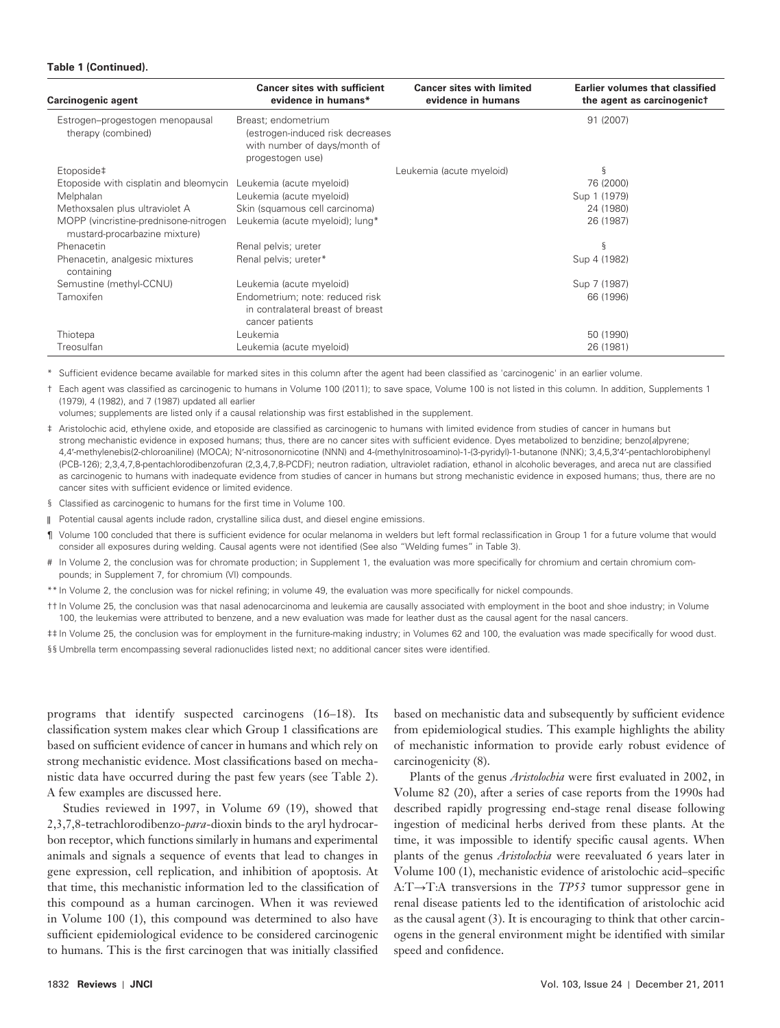**Table 1 (Continued).**

| Carcinogenic agent | Cancer sites with sufficient evidence in humans* | Cancer sites with limited evidence in humans | Earlier volumes that classified the agent as carcinogenic† |
|---|---|---|---|
| Estrogen–progestogen menopausal therapy (combined) | Breast; endometrium (estrogen-induced risk decreases with number of days/month of progestogen use) | | 91 (2007) |
| Etoposide‡ | | Leukemia (acute myeloid) | § |
| Etoposide with cisplatin and bleomycin | Leukemia (acute myeloid) | | 76 (2000) |
| Melphalan | Leukemia (acute myeloid) | | Sup 1 (1979) |
| Methoxsalen plus ultraviolet A | Skin (squamous cell carcinoma) | | 24 (1980) |
| MOPP (vincristine-prednisone-nitrogen mustard-procarbazine mixture) | Leukemia (acute myeloid); lung* | | 26 (1987) |
| Phenacetin | Renal pelvis; ureter | | § |
| Phenacetin, analgesic mixtures containing | Renal pelvis; ureter* | | Sup 4 (1982) |
| Semustine (methyl-CCNU) | Leukemia (acute myeloid) | | Sup 7 (1987) |
| Tamoxifen | Endometrium; note: reduced risk in contralateral breast of breast cancer patients | | 66 (1996) |
| Thiotepa | Leukemia | | 50 (1990) |
| Treosulfan | Leukemia (acute myeloid) | | 26 (1981) |

\* Sufficient evidence became available for marked sites in this column after the agent had been classified as 'carcinogenic' in an earlier volume.

† Each agent was classified as carcinogenic to humans in Volume 100 (2011); to save space, Volume 100 is not listed in this column. In addition, Supplements 1 (1979), 4 (1982), and 7 (1987) updated all earlier volumes; supplements are listed only if a causal relationship was first established in the supplement.

‡ Aristolochic acid, ethylene oxide, and etoposide are classified as carcinogenic to humans with limited evidence from studies of cancer in humans but strong mechanistic evidence in exposed humans; thus, there are no cancer sites with sufficient evidence. Dyes metabolized to benzidine; benzo[*a*]pyrene; 4,4′-methylenebis(2-chloroaniline) (MOCA); N′-nitrosonornicotine (NNN) and 4-(methylnitrosoamino)-1-(3-pyridyl)-1-butanone (NNK); 3,4,5,3′4′-pentachlorobiphenyl (PCB-126); 2,3,4,7,8-pentachlorodibenzofuran (2,3,4,7,8-PCDF); neutron radiation, ultraviolet radiation, ethanol in alcoholic beverages, and areca nut are classified as carcinogenic to humans with inadequate evidence from studies of cancer in humans but strong mechanistic evidence in exposed humans; thus, there are no cancer sites with sufficient evidence or limited evidence.

§ Classified as carcinogenic to humans for the first time in Volume 100.

‖ Potential causal agents include radon, crystalline silica dust, and diesel engine emissions.

¶ Volume 100 concluded that there is sufficient evidence for ocular melanoma in welders but left formal reclassification in Group 1 for a future volume that would consider all exposures during welding. Causal agents were not identified (See also "Welding fumes" in Table 3).

\# In Volume 2, the conclusion was for chromate production; in Supplement 1, the evaluation was more specifically for chromium and certain chromium compounds; in Supplement 7, for chromium (VI) compounds.

\*\* In Volume 2, the conclusion was for nickel refining; in volume 49, the evaluation was more specifically for nickel compounds.

†† In Volume 25, the conclusion was that nasal adenocarcinoma and leukemia are causally associated with employment in the boot and shoe industry; in Volume 100, the leukemias were attributed to benzene, and a new evaluation was made for leather dust as the causal agent for the nasal cancers.

‡‡ In Volume 25, the conclusion was for employment in the furniture-making industry; in Volumes 62 and 100, the evaluation was made specifically for wood dust.

§§ Umbrella term encompassing several radionuclides listed next; no additional cancer sites were identified.

programs that identify suspected carcinogens (16–18). Its classification system makes clear which Group 1 classifications are based on sufficient evidence of cancer in humans and which rely on strong mechanistic evidence. Most classifications based on mechanistic data have occurred during the past few years (see Table 2). A few examples are discussed here.

Studies reviewed in 1997, in Volume 69 (19), showed that 2,3,7,8-tetrachlorodibenzo-*para*-dioxin binds to the aryl hydrocarbon receptor, which functions similarly in humans and experimental animals and signals a sequence of events that lead to changes in gene expression, cell replication, and inhibition of apoptosis. At that time, this mechanistic information led to the classification of this compound as a human carcinogen. When it was reviewed in Volume 100 (1), this compound was determined to also have sufficient epidemiological evidence to be considered carcinogenic to humans. This is the first carcinogen that was initially classified based on mechanistic data and subsequently by sufficient evidence from epidemiological studies. This example highlights the ability of mechanistic information to provide early robust evidence of carcinogenicity (8).

Plants of the genus *Aristolochia* were first evaluated in 2002, in Volume 82 (20), after a series of case reports from the 1990s had described rapidly progressing end-stage renal disease following ingestion of medicinal herbs derived from these plants. At the time, it was impossible to identify specific causal agents. When plants of the genus *Aristolochia* were reevaluated 6 years later in Volume 100 (1), mechanistic evidence of aristolochic acid–specific A:T→T:A transversions in the *TP53* tumor suppressor gene in renal disease patients led to the identification of aristolochic acid as the causal agent (3). It is encouraging to think that other carcinogens in the general environment might be identified with similar speed and confidence.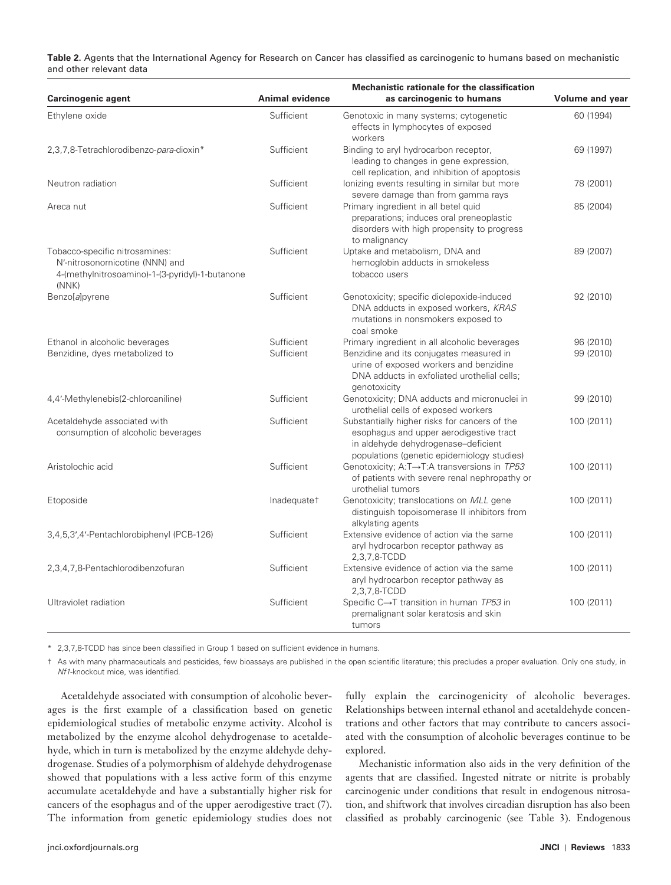**Table 2.** Agents that the International Agency for Research on Cancer has classified as carcinogenic to humans based on mechanistic and other relevant data

| Carcinogenic agent | Animal evidence | Mechanistic rationale for the classification as carcinogenic to humans | Volume and year |
|---|---|---|---|
| Ethylene oxide | Sufficient | Genotoxic in many systems; cytogenetic effects in lymphocytes of exposed workers | 60 (1994) |
| 2,3,7,8-Tetrachlorodibenzo-*para*-dioxin* | Sufficient | Binding to aryl hydrocarbon receptor, leading to changes in gene expression, cell replication, and inhibition of apoptosis | 69 (1997) |
| Neutron radiation | Sufficient | Ionizing events resulting in similar but more severe damage than from gamma rays | 78 (2001) |
| Areca nut | Sufficient | Primary ingredient in all betel quid preparations; induces oral preneoplastic disorders with high propensity to progress to malignancy | 85 (2004) |
| Tobacco-specific nitrosamines: N′-nitrosonornicotine (NNN) and 4-(methylnitrosoamino)-1-(3-pyridyl)-1-butanone (NNK) | Sufficient | Uptake and metabolism, DNA and hemoglobin adducts in smokeless tobacco users | 89 (2007) |
| Benzo[*a*]pyrene | Sufficient | Genotoxicity; specific diolepoxide-induced DNA adducts in exposed workers, *KRAS* mutations in nonsmokers exposed to coal smoke | 92 (2010) |
| Ethanol in alcoholic beverages | Sufficient | Primary ingredient in all alcoholic beverages | 96 (2010) |
| Benzidine, dyes metabolized to | Sufficient | Benzidine and its conjugates measured in urine of exposed workers and benzidine DNA adducts in exfoliated urothelial cells; genotoxicity | 99 (2010) |
| 4,4′-Methylenebis(2-chloroaniline) | Sufficient | Genotoxicity; DNA adducts and micronuclei in urothelial cells of exposed workers | 99 (2010) |
| Acetaldehyde associated with consumption of alcoholic beverages | Sufficient | Substantially higher risks for cancers of the esophagus and upper aerodigestive tract in aldehyde dehydrogenase–deficient populations (genetic epidemiology studies) | 100 (2011) |
| Aristolochic acid | Sufficient | Genotoxicity; A:T→T:A transversions in *TP53* of patients with severe renal nephropathy or urothelial tumors | 100 (2011) |
| Etoposide | Inadequate† | Genotoxicity; translocations on *MLL* gene distinguish topoisomerase II inhibitors from alkylating agents | 100 (2011) |
| 3,4,5,3′,4′-Pentachlorobiphenyl (PCB-126) | Sufficient | Extensive evidence of action via the same aryl hydrocarbon receptor pathway as 2,3,7,8-TCDD | 100 (2011) |
| 2,3,4,7,8-Pentachlorodibenzofuran | Sufficient | Extensive evidence of action via the same aryl hydrocarbon receptor pathway as 2,3,7,8-TCDD | 100 (2011) |
| Ultraviolet radiation | Sufficient | Specific C→T transition in human *TP53* in premalignant solar keratosis and skin tumors | 100 (2011) |

\* 2,3,7,8-TCDD has since been classified in Group 1 based on sufficient evidence in humans.

† As with many pharmaceuticals and pesticides, few bioassays are published in the open scientific literature; this precludes a proper evaluation. Only one study, in *Nf1*-knockout mice, was identified.

Acetaldehyde associated with consumption of alcoholic beverages is the first example of a classification based on genetic epidemiological studies of metabolic enzyme activity. Alcohol is metabolized by the enzyme alcohol dehydrogenase to acetaldehyde, which in turn is metabolized by the enzyme aldehyde dehydrogenase. Studies of a polymorphism of aldehyde dehydrogenase showed that populations with a less active form of this enzyme accumulate acetaldehyde and have a substantially higher risk for cancers of the esophagus and of the upper aerodigestive tract (7). The information from genetic epidemiology studies does not fully explain the carcinogenicity of alcoholic beverages. Relationships between internal ethanol and acetaldehyde concentrations and other factors that may contribute to cancers associated with the consumption of alcoholic beverages continue to be explored.

Mechanistic information also aids in the very definition of the agents that are classified. Ingested nitrate or nitrite is probably carcinogenic under conditions that result in endogenous nitrosation, and shiftwork that involves circadian disruption has also been classified as probably carcinogenic (see Table 3). Endogenous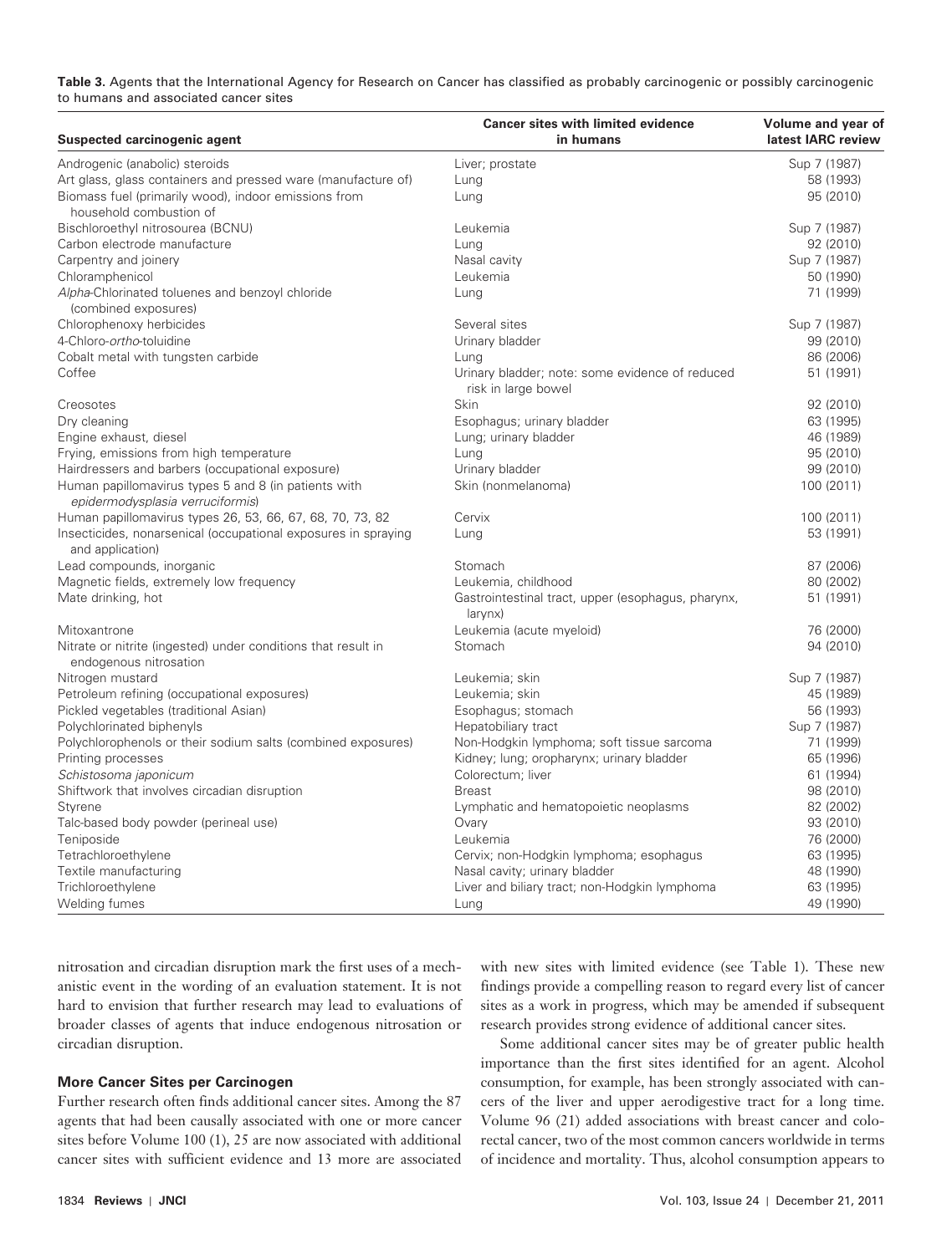**Table 3.** Agents that the International Agency for Research on Cancer has classified as probably carcinogenic or possibly carcinogenic to humans and associated cancer sites

| Suspected carcinogenic agent | Cancer sites with limited evidence in humans | Volume and year of latest IARC review |
|---|---|---|
| Androgenic (anabolic) steroids | Liver; prostate | Sup 7 (1987) |
| Art glass, glass containers and pressed ware (manufacture of) | Lung | 58 (1993) |
| Biomass fuel (primarily wood), indoor emissions from household combustion of | Lung | 95 (2010) |
| Bischloroethyl nitrosourea (BCNU) | Leukemia | Sup 7 (1987) |
| Carbon electrode manufacture | Lung | 92 (2010) |
| Carpentry and joinery | Nasal cavity | Sup 7 (1987) |
| Chloramphenicol | Leukemia | 50 (1990) |
| *Alpha*-Chlorinated toluenes and benzoyl chloride (combined exposures) | Lung | 71 (1999) |
| Chlorophenoxy herbicides | Several sites | Sup 7 (1987) |
| 4-Chloro-*ortho*-toluidine | Urinary bladder | 99 (2010) |
| Cobalt metal with tungsten carbide | Lung | 86 (2006) |
| Coffee | Urinary bladder; note: some evidence of reduced risk in large bowel | 51 (1991) |
| Creosotes | Skin | 92 (2010) |
| Dry cleaning | Esophagus; urinary bladder | 63 (1995) |
| Engine exhaust, diesel | Lung; urinary bladder | 46 (1989) |
| Frying, emissions from high temperature | Lung | 95 (2010) |
| Hairdressers and barbers (occupational exposure) | Urinary bladder | 99 (2010) |
| Human papillomavirus types 5 and 8 (in patients with *epidermodysplasia verruciformis*) | Skin (nonmelanoma) | 100 (2011) |
| Human papillomavirus types 26, 53, 66, 67, 68, 70, 73, 82 | Cervix | 100 (2011) |
| Insecticides, nonarsenical (occupational exposures in spraying and application) | Lung | 53 (1991) |
| Lead compounds, inorganic | Stomach | 87 (2006) |
| Magnetic fields, extremely low frequency | Leukemia, childhood | 80 (2002) |
| Mate drinking, hot | Gastrointestinal tract, upper (esophagus, pharynx, larynx) | 51 (1991) |
| Mitoxantrone | Leukemia (acute myeloid) | 76 (2000) |
| Nitrate or nitrite (ingested) under conditions that result in endogenous nitrosation | Stomach | 94 (2010) |
| Nitrogen mustard | Leukemia; skin | Sup 7 (1987) |
| Petroleum refining (occupational exposures) | Leukemia; skin | 45 (1989) |
| Pickled vegetables (traditional Asian) | Esophagus; stomach | 56 (1993) |
| Polychlorinated biphenyls | Hepatobiliary tract | Sup 7 (1987) |
| Polychlorophenols or their sodium salts (combined exposures) | Non-Hodgkin lymphoma; soft tissue sarcoma | 71 (1999) |
| Printing processes | Kidney; lung; oropharynx; urinary bladder | 65 (1996) |
| *Schistosoma japonicum* | Colorectum; liver | 61 (1994) |
| Shiftwork that involves circadian disruption | Breast | 98 (2010) |
| Styrene | Lymphatic and hematopoietic neoplasms | 82 (2002) |
| Talc-based body powder (perineal use) | Ovary | 93 (2010) |
| Teniposide | Leukemia | 76 (2000) |
| Tetrachloroethylene | Cervix; non-Hodgkin lymphoma; esophagus | 63 (1995) |
| Textile manufacturing | Nasal cavity; urinary bladder | 48 (1990) |
| Trichloroethylene | Liver and biliary tract; non-Hodgkin lymphoma | 63 (1995) |
| Welding fumes | Lung | 49 (1990) |

nitrosation and circadian disruption mark the first uses of a mechanistic event in the wording of an evaluation statement. It is not hard to envision that further research may lead to evaluations of broader classes of agents that induce endogenous nitrosation or circadian disruption.

### More Cancer Sites per Carcinogen

Further research often finds additional cancer sites. Among the 87 agents that had been causally associated with one or more cancer sites before Volume 100 (1), 25 are now associated with additional cancer sites with sufficient evidence and 13 more are associated with new sites with limited evidence (see Table 1). These new findings provide a compelling reason to regard every list of cancer sites as a work in progress, which may be amended if subsequent research provides strong evidence of additional cancer sites.

Some additional cancer sites may be of greater public health importance than the first sites identified for an agent. Alcohol consumption, for example, has been strongly associated with cancers of the liver and upper aerodigestive tract for a long time. Volume 96 (21) added associations with breast cancer and colorectal cancer, two of the most common cancers worldwide in terms of incidence and mortality. Thus, alcohol consumption appears to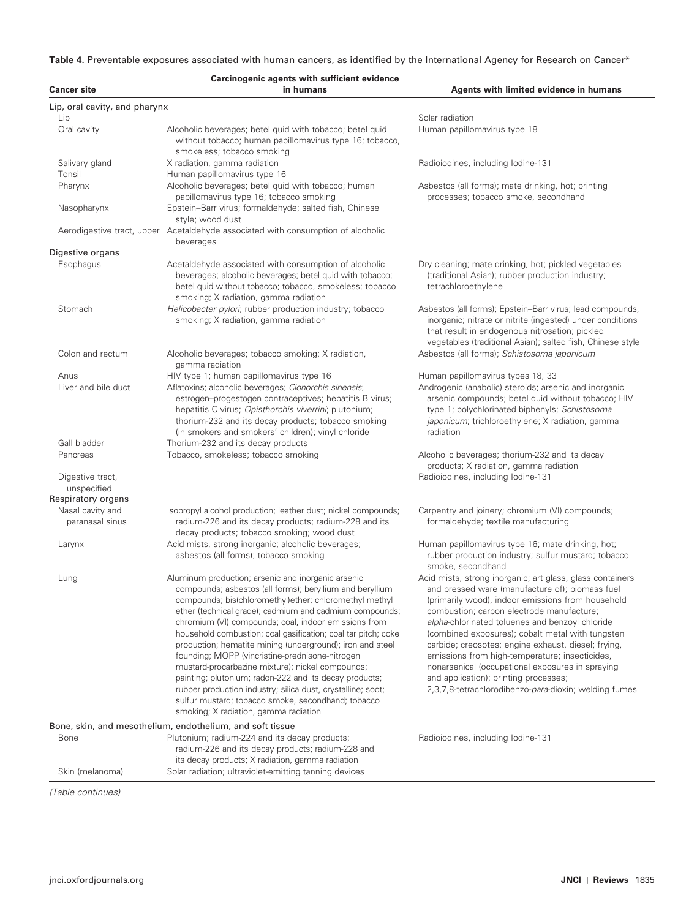**Table 4.** Preventable exposures associated with human cancers, as identified by the International Agency for Research on Cancer*

| Cancer site | Carcinogenic agents with sufficient evidence in humans | Agents with limited evidence in humans |
|---|---|---|
| Lip, oral cavity, and pharynx | | |
| Lip | | Solar radiation |
| Oral cavity | Alcoholic beverages; betel quid with tobacco; betel quid without tobacco; human papillomavirus type 16; tobacco, smokeless; tobacco smoking | Human papillomavirus type 18 |
| Salivary gland | X radiation, gamma radiation | Radioiodines, including Iodine-131 |
| Tonsil | Human papillomavirus type 16 | |
| Pharynx | Alcoholic beverages; betel quid with tobacco; human papillomavirus type 16; tobacco smoking | Asbestos (all forms); mate drinking, hot; printing processes; tobacco smoke, secondhand |
| Nasopharynx | Epstein–Barr virus; formaldehyde; salted fish, Chinese style; wood dust | |
| Aerodigestive tract, upper | Acetaldehyde associated with consumption of alcoholic beverages | |
| Digestive organs | | |
| Esophagus | Acetaldehyde associated with consumption of alcoholic beverages; alcoholic beverages; betel quid with tobacco; betel quid without tobacco; tobacco, smokeless; tobacco smoking; X radiation, gamma radiation | Dry cleaning; mate drinking, hot; pickled vegetables (traditional Asian); rubber production industry; tetrachloroethylene |
| Stomach | *Helicobacter pylori*; rubber production industry; tobacco smoking; X radiation, gamma radiation | Asbestos (all forms); Epstein–Barr virus; lead compounds, inorganic; nitrate or nitrite (ingested) under conditions that result in endogenous nitrosation; pickled vegetables (traditional Asian); salted fish, Chinese style |
| Colon and rectum | Alcoholic beverages; tobacco smoking; X radiation, gamma radiation | Asbestos (all forms); *Schistosoma japonicum* |
| Anus | HIV type 1; human papillomavirus type 16 | Human papillomavirus types 18, 33 |
| Liver and bile duct | Aflatoxins; alcoholic beverages; *Clonorchis sinensis*; estrogen–progestogen contraceptives; hepatitis B virus; hepatitis C virus; *Opisthorchis viverrini*; plutonium; thorium-232 and its decay products; tobacco smoking (in smokers and smokers' children); vinyl chloride | Androgenic (anabolic) steroids; arsenic and inorganic arsenic compounds; betel quid without tobacco; HIV type 1; polychlorinated biphenyls; *Schistosoma japonicum*; trichloroethylene; X radiation, gamma radiation |
| Gall bladder | Thorium-232 and its decay products | |
| Pancreas | Tobacco, smokeless; tobacco smoking | Alcoholic beverages; thorium-232 and its decay products; X radiation, gamma radiation |
| Digestive tract, unspecified | | Radioiodines, including Iodine-131 |
| Respiratory organs | | |
| Nasal cavity and paranasal sinus | Isopropyl alcohol production; leather dust; nickel compounds; radium-226 and its decay products; radium-228 and its decay products; tobacco smoking; wood dust | Carpentry and joinery; chromium (VI) compounds; formaldehyde; textile manufacturing |
| Larynx | Acid mists, strong inorganic; alcoholic beverages; asbestos (all forms); tobacco smoking | Human papillomavirus type 16; mate drinking, hot; rubber production industry; sulfur mustard; tobacco smoke, secondhand |
| Lung | Aluminum production; arsenic and inorganic arsenic compounds; asbestos (all forms); beryllium and beryllium compounds; bis(chloromethyl)ether; chloromethyl methyl ether (technical grade); cadmium and cadmium compounds; chromium (VI) compounds; coal, indoor emissions from household combustion; coal gasification; coal tar pitch; coke production; hematite mining (underground); iron and steel founding; MOPP (vincristine-prednisone-nitrogen mustard-procarbazine mixture); nickel compounds; painting; plutonium; radon-222 and its decay products; rubber production industry; silica dust, crystalline; soot; sulfur mustard; tobacco smoke, secondhand; tobacco smoking; X radiation, gamma radiation | Acid mists, strong inorganic; art glass, glass containers and pressed ware (manufacture of); biomass fuel (primarily wood), indoor emissions from household combustion; carbon electrode manufacture; *alpha*-chlorinated toluenes and benzoyl chloride (combined exposures); cobalt metal with tungsten carbide; creosotes; engine exhaust, diesel; frying, emissions from high-temperature; insecticides, nonarsenical (occupational exposures in spraying and application); printing processes; 2,3,7,8-tetrachlorodibenzo-*para*-dioxin; welding fumes |
| Bone, skin, and mesothelium, endothelium, and soft tissue | | |
| Bone | Plutonium; radium-224 and its decay products; radium-226 and its decay products; radium-228 and its decay products; X radiation, gamma radiation | Radioiodines, including Iodine-131 |
| Skin (melanoma) | Solar radiation; ultraviolet-emitting tanning devices | |

*(Table continues)*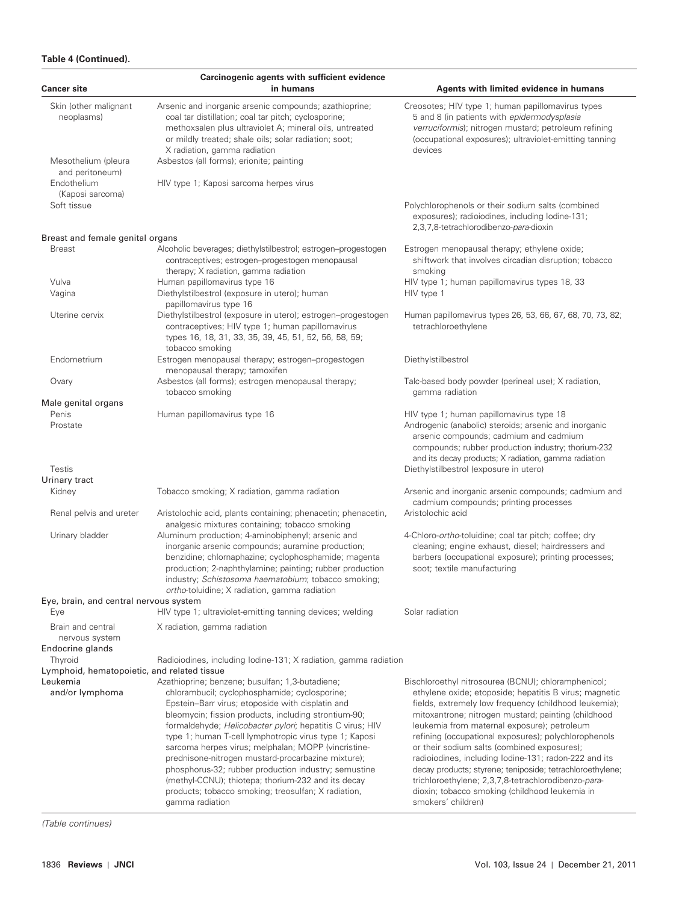**Table 4 (Continued).**

| Cancer site | Carcinogenic agents with sufficient evidence in humans | Agents with limited evidence in humans |
|---|---|---|
| Skin (other malignant neoplasms) | Arsenic and inorganic arsenic compounds; azathioprine; coal tar distillation; coal tar pitch; cyclosporine; methoxsalen plus ultraviolet A; mineral oils, untreated or mildly treated; shale oils; solar radiation; soot; X radiation, gamma radiation | Creosotes; HIV type 1; human papillomavirus types 5 and 8 (in patients with *epidermodysplasia verruciformis*); nitrogen mustard; petroleum refining (occupational exposures); ultraviolet-emitting tanning devices |
| Mesothelium (pleura and peritoneum) | Asbestos (all forms); erionite; painting | |
| Endothelium (Kaposi sarcoma) | HIV type 1; Kaposi sarcoma herpes virus | |
| Soft tissue | | Polychlorophenols or their sodium salts (combined exposures); radioiodines, including Iodine-131; 2,3,7,8-tetrachlorodibenzo-*para*-dioxin |
| **Breast and female genital organs** | | |
| Breast | Alcoholic beverages; diethylstilbestrol; estrogen–progestogen contraceptives; estrogen–progestogen menopausal therapy; X radiation, gamma radiation | Estrogen menopausal therapy; ethylene oxide; shiftwork that involves circadian disruption; tobacco smoking |
| Vulva | Human papillomavirus type 16 | HIV type 1; human papillomavirus types 18, 33 |
| Vagina | Diethylstilbestrol (exposure in utero); human papillomavirus type 16 | HIV type 1 |
| Uterine cervix | Diethylstilbestrol (exposure in utero); estrogen–progestogen contraceptives; HIV type 1; human papillomavirus types 16, 18, 31, 33, 35, 39, 45, 51, 52, 56, 58, 59; tobacco smoking | Human papillomavirus types 26, 53, 66, 67, 68, 70, 73, 82; tetrachloroethylene |
| Endometrium | Estrogen menopausal therapy; estrogen–progestogen menopausal therapy; tamoxifen | Diethylstilbestrol |
| Ovary | Asbestos (all forms); estrogen menopausal therapy; tobacco smoking | Talc-based body powder (perineal use); X radiation, gamma radiation |
| **Male genital organs** | | |
| Penis | Human papillomavirus type 16 | HIV type 1; human papillomavirus type 18 |
| Prostate | | Androgenic (anabolic) steroids; arsenic and inorganic arsenic compounds; cadmium and cadmium compounds; rubber production industry; thorium-232 and its decay products; X radiation, gamma radiation |
| Testis | | Diethylstilbestrol (exposure in utero) |
| **Urinary tract** | | |
| Kidney | Tobacco smoking; X radiation, gamma radiation | Arsenic and inorganic arsenic compounds; cadmium and cadmium compounds; printing processes |
| Renal pelvis and ureter | Aristolochic acid, plants containing; phenacetin; phenacetin, analgesic mixtures containing; tobacco smoking | Aristolochic acid |
| Urinary bladder | Aluminum production; 4-aminobiphenyl; arsenic and inorganic arsenic compounds; auramine production; benzidine; chlornaphazine; cyclophosphamide; magenta production; 2-naphthylamine; painting; rubber production industry; *Schistosoma haematobium*; tobacco smoking; *ortho*-toluidine; X radiation, gamma radiation | 4-Chloro-*ortho*-toluidine; coal tar pitch; coffee; dry cleaning; engine exhaust, diesel; hairdressers and barbers (occupational exposure); printing processes; soot; textile manufacturing |
| **Eye, brain, and central nervous system** | | |
| Eye | HIV type 1; ultraviolet-emitting tanning devices; welding | Solar radiation |
| Brain and central nervous system | X radiation, gamma radiation | |
| **Endocrine glands** | | |
| Thyroid | Radioiodines, including Iodine-131; X radiation, gamma radiation | |
| **Lymphoid, hematopoietic, and related tissue** | | |
| Leukemia and/or lymphoma | Azathioprine; benzene; busulfan; 1,3-butadiene; chlorambucil; cyclophosphamide; cyclosporine; Epstein–Barr virus; etoposide with cisplatin and bleomycin; fission products, including strontium-90; formaldehyde; *Helicobacter pylori*; hepatitis C virus; HIV type 1; human T-cell lymphotropic virus type 1; Kaposi sarcoma herpes virus; melphalan; MOPP (vincristine-prednisone-nitrogen mustard-procarbazine mixture); phosphorus-32; rubber production industry; semustine (methyl-CCNU); thiotepa; thorium-232 and its decay products; tobacco smoking; treosulfan; X radiation, gamma radiation | Bischloroethyl nitrosourea (BCNU); chloramphenicol; ethylene oxide; etoposide; hepatitis B virus; magnetic fields, extremely low frequency (childhood leukemia); mitoxantrone; nitrogen mustard; painting (childhood leukemia from maternal exposure); petroleum refining (occupational exposures); polychlorophenols or their sodium salts (combined exposures); radioiodines, including Iodine-131; radon-222 and its decay products; styrene; teniposide; tetrachloroethylene; trichloroethylene; 2,3,7,8-tetrachlorodibenzo-*para*-dioxin; tobacco smoking (childhood leukemia in smokers' children) |

*(Table continues)*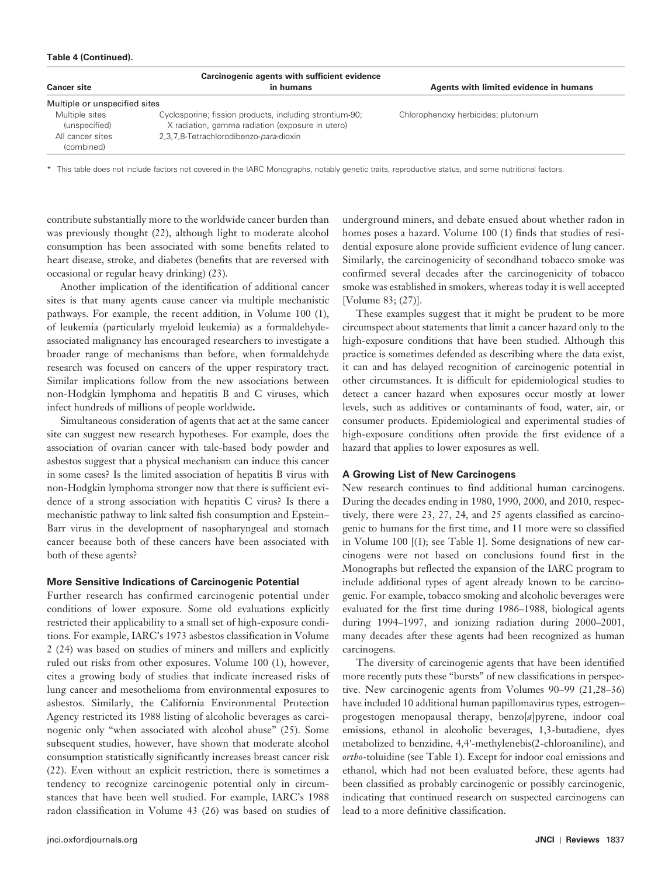**Table 4 (Continued).**

| Cancer site | Carcinogenic agents with sufficient evidence in humans | Agents with limited evidence in humans |
|---|---|---|
| Multiple or unspecified sites | | |
| Multiple sites (unspecified) | Cyclosporine; fission products, including strontium-90; X radiation, gamma radiation (exposure in utero) | Chlorophenoxy herbicides; plutonium |
| All cancer sites (combined) | 2,3,7,8-Tetrachlorodibenzo-*para*-dioxin | |

\* This table does not include factors not covered in the IARC Monographs, notably genetic traits, reproductive status, and some nutritional factors.

contribute substantially more to the worldwide cancer burden than was previously thought (22), although light to moderate alcohol consumption has been associated with some benefits related to heart disease, stroke, and diabetes (benefits that are reversed with occasional or regular heavy drinking) (23).

Another implication of the identification of additional cancer sites is that many agents cause cancer via multiple mechanistic pathways. For example, the recent addition, in Volume 100 (1), of leukemia (particularly myeloid leukemia) as a formaldehyde-associated malignancy has encouraged researchers to investigate a broader range of mechanisms than before, when formaldehyde research was focused on cancers of the upper respiratory tract. Similar implications follow from the new associations between non-Hodgkin lymphoma and hepatitis B and C viruses, which infect hundreds of millions of people worldwide**.**

Simultaneous consideration of agents that act at the same cancer site can suggest new research hypotheses. For example, does the association of ovarian cancer with talc-based body powder and asbestos suggest that a physical mechanism can induce this cancer in some cases? Is the limited association of hepatitis B virus with non-Hodgkin lymphoma stronger now that there is sufficient evidence of a strong association with hepatitis C virus? Is there a mechanistic pathway to link salted fish consumption and Epstein–Barr virus in the development of nasopharyngeal and stomach cancer because both of these cancers have been associated with both of these agents?

### More Sensitive Indications of Carcinogenic Potential

Further research has confirmed carcinogenic potential under conditions of lower exposure. Some old evaluations explicitly restricted their applicability to a small set of high-exposure conditions. For example, IARC's 1973 asbestos classification in Volume 2 (24) was based on studies of miners and millers and explicitly ruled out risks from other exposures. Volume 100 (1), however, cites a growing body of studies that indicate increased risks of lung cancer and mesothelioma from environmental exposures to asbestos. Similarly, the California Environmental Protection Agency restricted its 1988 listing of alcoholic beverages as carcinogenic only "when associated with alcohol abuse" (25). Some subsequent studies, however, have shown that moderate alcohol consumption statistically significantly increases breast cancer risk (22). Even without an explicit restriction, there is sometimes a tendency to recognize carcinogenic potential only in circumstances that have been well studied. For example, IARC's 1988 radon classification in Volume 43 (26) was based on studies of underground miners, and debate ensued about whether radon in homes poses a hazard. Volume 100 (1) finds that studies of residential exposure alone provide sufficient evidence of lung cancer. Similarly, the carcinogenicity of secondhand tobacco smoke was confirmed several decades after the carcinogenicity of tobacco smoke was established in smokers, whereas today it is well accepted [Volume 83; (27)].

These examples suggest that it might be prudent to be more circumspect about statements that limit a cancer hazard only to the high-exposure conditions that have been studied. Although this practice is sometimes defended as describing where the data exist, it can and has delayed recognition of carcinogenic potential in other circumstances. It is difficult for epidemiological studies to detect a cancer hazard when exposures occur mostly at lower levels, such as additives or contaminants of food, water, air, or consumer products. Epidemiological and experimental studies of high-exposure conditions often provide the first evidence of a hazard that applies to lower exposures as well.

### A Growing List of New Carcinogens

New research continues to find additional human carcinogens. During the decades ending in 1980, 1990, 2000, and 2010, respectively, there were 23, 27, 24, and 25 agents classified as carcinogenic to humans for the first time, and 11 more were so classified in Volume 100 [(1); see Table 1]. Some designations of new carcinogens were not based on conclusions found first in the Monographs but reflected the expansion of the IARC program to include additional types of agent already known to be carcinogenic. For example, tobacco smoking and alcoholic beverages were evaluated for the first time during 1986–1988, biological agents during 1994–1997, and ionizing radiation during 2000–2001, many decades after these agents had been recognized as human carcinogens.

The diversity of carcinogenic agents that have been identified more recently puts these "bursts" of new classifications in perspective. New carcinogenic agents from Volumes 90–99 (21,28–36) have included 10 additional human papillomavirus types, estrogen–progestogen menopausal therapy, benzo[*a*]pyrene, indoor coal emissions, ethanol in alcoholic beverages, 1,3-butadiene, dyes metabolized to benzidine, 4,4′-methylenebis(2-chloroaniline), and *ortho*-toluidine (see Table 1). Except for indoor coal emissions and ethanol, which had not been evaluated before, these agents had been classified as probably carcinogenic or possibly carcinogenic, indicating that continued research on suspected carcinogens can lead to a more definitive classification.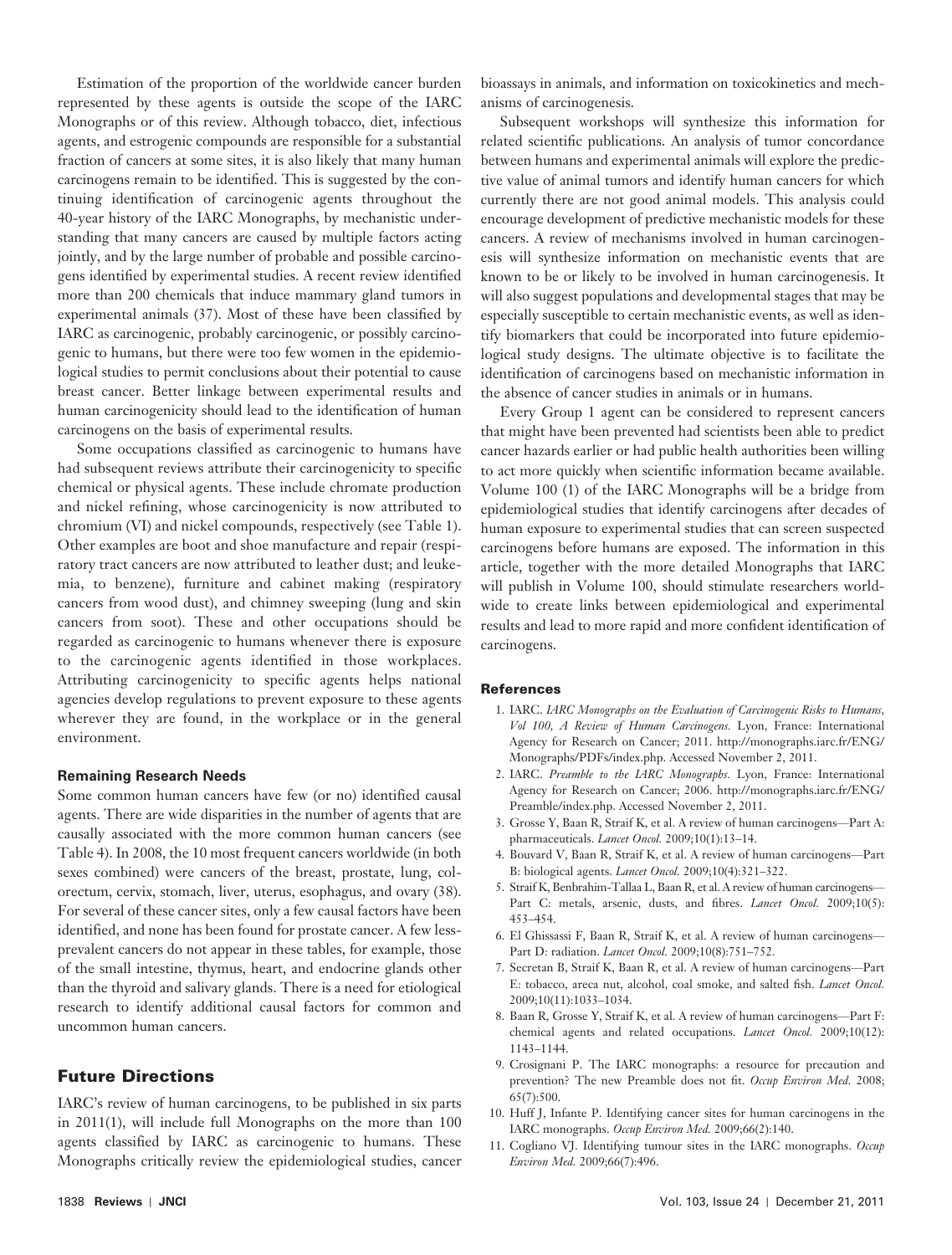Estimation of the proportion of the worldwide cancer burden represented by these agents is outside the scope of the IARC Monographs or of this review. Although tobacco, diet, infectious agents, and estrogenic compounds are responsible for a substantial fraction of cancers at some sites, it is also likely that many human carcinogens remain to be identified. This is suggested by the continuing identification of carcinogenic agents throughout the 40-year history of the IARC Monographs, by mechanistic understanding that many cancers are caused by multiple factors acting jointly, and by the large number of probable and possible carcinogens identified by experimental studies. A recent review identified more than 200 chemicals that induce mammary gland tumors in experimental animals (37). Most of these have been classified by IARC as carcinogenic, probably carcinogenic, or possibly carcinogenic to humans, but there were too few women in the epidemiological studies to permit conclusions about their potential to cause breast cancer. Better linkage between experimental results and human carcinogenicity should lead to the identification of human carcinogens on the basis of experimental results.

Some occupations classified as carcinogenic to humans have had subsequent reviews attribute their carcinogenicity to specific chemical or physical agents. These include chromate production and nickel refining, whose carcinogenicity is now attributed to chromium (VI) and nickel compounds, respectively (see Table 1). Other examples are boot and shoe manufacture and repair (respiratory tract cancers are now attributed to leather dust; and leukemia, to benzene), furniture and cabinet making (respiratory cancers from wood dust), and chimney sweeping (lung and skin cancers from soot). These and other occupations should be regarded as carcinogenic to humans whenever there is exposure to the carcinogenic agents identified in those workplaces. Attributing carcinogenicity to specific agents helps national agencies develop regulations to prevent exposure to these agents wherever they are found, in the workplace or in the general environment.

#### Remaining Research Needs

Some common human cancers have few (or no) identified causal agents. There are wide disparities in the number of agents that are causally associated with the more common human cancers (see Table 4). In 2008, the 10 most frequent cancers worldwide (in both sexes combined) were cancers of the breast, prostate, lung, colorectum, cervix, stomach, liver, uterus, esophagus, and ovary (38). For several of these cancer sites, only a few causal factors have been identified, and none has been found for prostate cancer. A few less-prevalent cancers do not appear in these tables, for example, those of the small intestine, thymus, heart, and endocrine glands other than the thyroid and salivary glands. There is a need for etiological research to identify additional causal factors for common and uncommon human cancers.

## Future Directions

IARC's review of human carcinogens, to be published in six parts in 2011(1), will include full Monographs on the more than 100 agents classified by IARC as carcinogenic to humans. These Monographs critically review the epidemiological studies, cancer bioassays in animals, and information on toxicokinetics and mechanisms of carcinogenesis.

Subsequent workshops will synthesize this information for related scientific publications. An analysis of tumor concordance between humans and experimental animals will explore the predictive value of animal tumors and identify human cancers for which currently there are not good animal models. This analysis could encourage development of predictive mechanistic models for these cancers. A review of mechanisms involved in human carcinogenesis will synthesize information on mechanistic events that are known to be or likely to be involved in human carcinogenesis. It will also suggest populations and developmental stages that may be especially susceptible to certain mechanistic events, as well as identify biomarkers that could be incorporated into future epidemiological study designs. The ultimate objective is to facilitate the identification of carcinogens based on mechanistic information in the absence of cancer studies in animals or in humans.

Every Group 1 agent can be considered to represent cancers that might have been prevented had scientists been able to predict cancer hazards earlier or had public health authorities been willing to act more quickly when scientific information became available. Volume 100 (1) of the IARC Monographs will be a bridge from epidemiological studies that identify carcinogens after decades of human exposure to experimental studies that can screen suspected carcinogens before humans are exposed. The information in this article, together with the more detailed Monographs that IARC will publish in Volume 100, should stimulate researchers worldwide to create links between epidemiological and experimental results and lead to more rapid and more confident identification of carcinogens.

#### References

1. IARC. *IARC Monographs on the Evaluation of Carcinogenic Risks to Humans, Vol 100, A Review of Human Carcinogens.* Lyon, France: International Agency for Research on Cancer; 2011. http://monographs.iarc.fr/ENG/Monographs/PDFs/index.php. Accessed November 2, 2011.
2. IARC. *Preamble to the IARC Monographs.* Lyon, France: International Agency for Research on Cancer; 2006. http://monographs.iarc.fr/ENG/Preamble/index.php. Accessed November 2, 2011.
3. Grosse Y, Baan R, Straif K, et al. A review of human carcinogens—Part A: pharmaceuticals. *Lancet Oncol.* 2009;10(1):13–14.
4. Bouvard V, Baan R, Straif K, et al. A review of human carcinogens—Part B: biological agents. *Lancet Oncol.* 2009;10(4):321–322.
5. Straif K, Benbrahim-Tallaa L, Baan R, et al. A review of human carcinogens—Part C: metals, arsenic, dusts, and fibres. *Lancet Oncol.* 2009;10(5): 453–454.
6. El Ghissassi F, Baan R, Straif K, et al. A review of human carcinogens—Part D: radiation. *Lancet Oncol.* 2009;10(8):751–752.
7. Secretan B, Straif K, Baan R, et al. A review of human carcinogens—Part E: tobacco, areca nut, alcohol, coal smoke, and salted fish. *Lancet Oncol.* 2009;10(11):1033–1034.
8. Baan R, Grosse Y, Straif K, et al. A review of human carcinogens—Part F: chemical agents and related occupations. *Lancet Oncol.* 2009;10(12): 1143–1144.
9. Crosignani P. The IARC monographs: a resource for precaution and prevention? The new Preamble does not fit. *Occup Environ Med.* 2008; 65(7):500.
10. Huff J, Infante P. Identifying cancer sites for human carcinogens in the IARC monographs. *Occup Environ Med.* 2009;66(2):140.
11. Cogliano VJ. Identifying tumour sites in the IARC monographs. *Occup Environ Med.* 2009;66(7):496.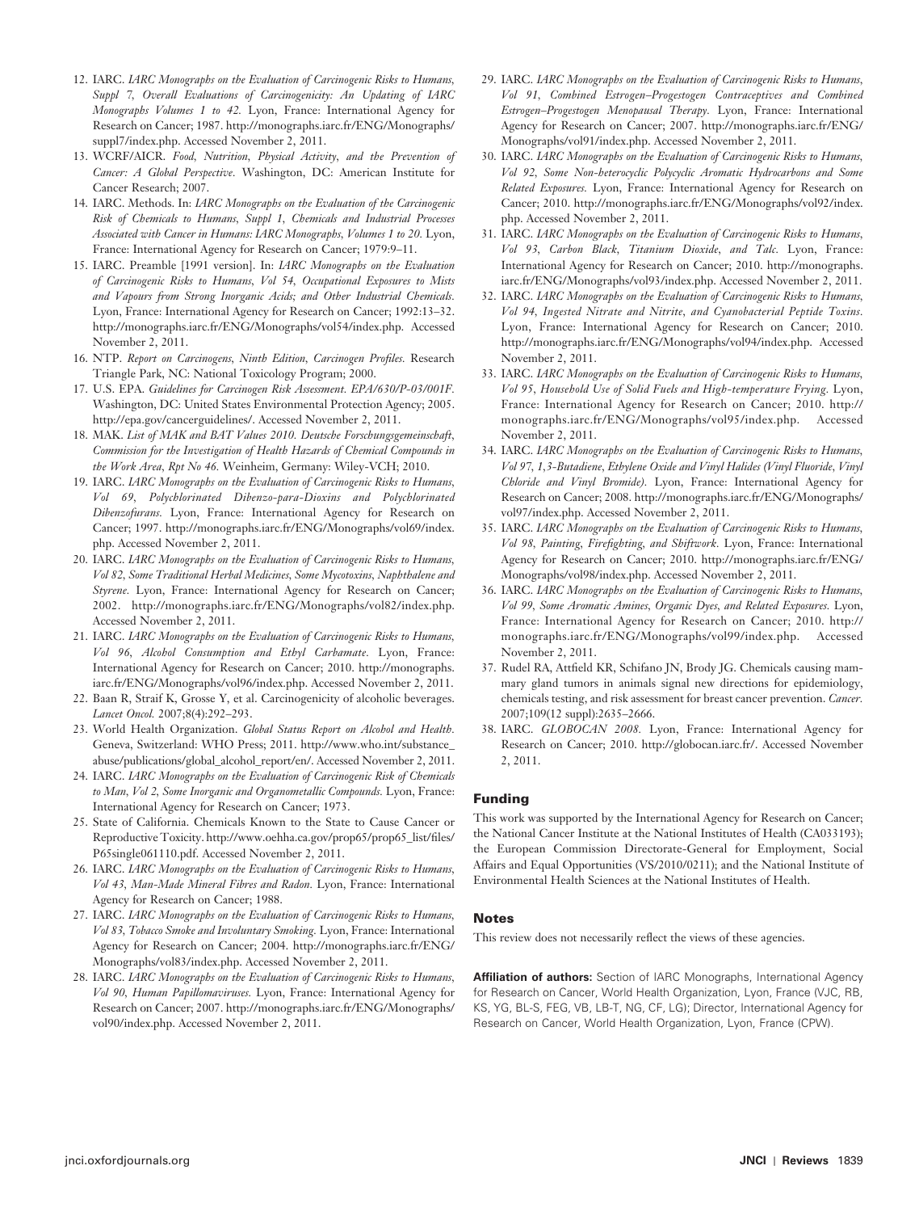12. IARC. *IARC Monographs on the Evaluation of Carcinogenic Risks to Humans, Suppl 7, Overall Evaluations of Carcinogenicity: An Updating of IARC Monographs Volumes 1 to 42.* Lyon, France: International Agency for Research on Cancer; 1987. http://monographs.iarc.fr/ENG/Monographs/suppl7/index.php. Accessed November 2, 2011.
13. WCRF/AICR. *Food, Nutrition, Physical Activity, and the Prevention of Cancer: A Global Perspective.* Washington, DC: American Institute for Cancer Research; 2007.
14. IARC. Methods. In: *IARC Monographs on the Evaluation of the Carcinogenic Risk of Chemicals to Humans, Suppl 1, Chemicals and Industrial Processes Associated with Cancer in Humans: IARC Monographs, Volumes 1 to 20.* Lyon, France: International Agency for Research on Cancer; 1979:9–11.
15. IARC. Preamble [1991 version]. In: *IARC Monographs on the Evaluation of Carcinogenic Risks to Humans, Vol 54, Occupational Exposures to Mists and Vapours from Strong Inorganic Acids; and Other Industrial Chemicals.* Lyon, France: International Agency for Research on Cancer; 1992:13–32. http://monographs.iarc.fr/ENG/Monographs/vol54/index.php. Accessed November 2, 2011.
16. NTP. *Report on Carcinogens, Ninth Edition, Carcinogen Profiles.* Research Triangle Park, NC: National Toxicology Program; 2000.
17. U.S. EPA. *Guidelines for Carcinogen Risk Assessment. EPA/630/P-03/001F.* Washington, DC: United States Environmental Protection Agency; 2005. http://epa.gov/cancerguidelines/. Accessed November 2, 2011.
18. MAK. *List of MAK and BAT Values 2010. Deutsche Forschungsgemeinschaft, Commission for the Investigation of Health Hazards of Chemical Compounds in the Work Area, Rpt No 46.* Weinheim, Germany: Wiley-VCH; 2010.
19. IARC. *IARC Monographs on the Evaluation of Carcinogenic Risks to Humans, Vol 69, Polychlorinated Dibenzo-para-Dioxins and Polychlorinated Dibenzofurans.* Lyon, France: International Agency for Research on Cancer; 1997. http://monographs.iarc.fr/ENG/Monographs/vol69/index.php. Accessed November 2, 2011.
20. IARC. *IARC Monographs on the Evaluation of Carcinogenic Risks to Humans, Vol 82, Some Traditional Herbal Medicines, Some Mycotoxins, Naphthalene and Styrene.* Lyon, France: International Agency for Research on Cancer; 2002. http://monographs.iarc.fr/ENG/Monographs/vol82/index.php. Accessed November 2, 2011.
21. IARC. *IARC Monographs on the Evaluation of Carcinogenic Risks to Humans, Vol 96, Alcohol Consumption and Ethyl Carbamate.* Lyon, France: International Agency for Research on Cancer; 2010. http://monographs.iarc.fr/ENG/Monographs/vol96/index.php. Accessed November 2, 2011.
22. Baan R, Straif K, Grosse Y, et al. Carcinogenicity of alcoholic beverages. *Lancet Oncol.* 2007;8(4):292–293.
23. World Health Organization. *Global Status Report on Alcohol and Health.* Geneva, Switzerland: WHO Press; 2011. http://www.who.int/substance_abuse/publications/global_alcohol_report/en/. Accessed November 2, 2011.
24. IARC. *IARC Monographs on the Evaluation of Carcinogenic Risk of Chemicals to Man, Vol 2, Some Inorganic and Organometallic Compounds.* Lyon, France: International Agency for Research on Cancer; 1973.
25. State of California. Chemicals Known to the State to Cause Cancer or Reproductive Toxicity. http://www.oehha.ca.gov/prop65/prop65_list/files/P65single061110.pdf. Accessed November 2, 2011.
26. IARC. *IARC Monographs on the Evaluation of Carcinogenic Risks to Humans, Vol 43, Man-Made Mineral Fibres and Radon.* Lyon, France: International Agency for Research on Cancer; 1988.
27. IARC. *IARC Monographs on the Evaluation of Carcinogenic Risks to Humans, Vol 83, Tobacco Smoke and Involuntary Smoking.* Lyon, France: International Agency for Research on Cancer; 2004. http://monographs.iarc.fr/ENG/Monographs/vol83/index.php. Accessed November 2, 2011.
28. IARC. *IARC Monographs on the Evaluation of Carcinogenic Risks to Humans, Vol 90, Human Papillomaviruses.* Lyon, France: International Agency for Research on Cancer; 2007. http://monographs.iarc.fr/ENG/Monographs/vol90/index.php. Accessed November 2, 2011.
29. IARC. *IARC Monographs on the Evaluation of Carcinogenic Risks to Humans, Vol 91, Combined Estrogen–Progestogen Contraceptives and Combined Estrogen–Progestogen Menopausal Therapy.* Lyon, France: International Agency for Research on Cancer; 2007. http://monographs.iarc.fr/ENG/Monographs/vol91/index.php. Accessed November 2, 2011.
30. IARC. *IARC Monographs on the Evaluation of Carcinogenic Risks to Humans, Vol 92, Some Non-heterocyclic Polycyclic Aromatic Hydrocarbons and Some Related Exposures.* Lyon, France: International Agency for Research on Cancer; 2010. http://monographs.iarc.fr/ENG/Monographs/vol92/index.php. Accessed November 2, 2011.
31. IARC. *IARC Monographs on the Evaluation of Carcinogenic Risks to Humans, Vol 93, Carbon Black, Titanium Dioxide, and Talc.* Lyon, France: International Agency for Research on Cancer; 2010. http://monographs.iarc.fr/ENG/Monographs/vol93/index.php. Accessed November 2, 2011.
32. IARC. *IARC Monographs on the Evaluation of Carcinogenic Risks to Humans, Vol 94, Ingested Nitrate and Nitrite, and Cyanobacterial Peptide Toxins.* Lyon, France: International Agency for Research on Cancer; 2010. http://monographs.iarc.fr/ENG/Monographs/vol94/index.php. Accessed November 2, 2011.
33. IARC. *IARC Monographs on the Evaluation of Carcinogenic Risks to Humans, Vol 95, Household Use of Solid Fuels and High-temperature Frying.* Lyon, France: International Agency for Research on Cancer; 2010. http://monographs.iarc.fr/ENG/Monographs/vol95/index.php. Accessed November 2, 2011.
34. IARC. *IARC Monographs on the Evaluation of Carcinogenic Risks to Humans, Vol 97, 1,3-Butadiene, Ethylene Oxide and Vinyl Halides (Vinyl Fluoride, Vinyl Chloride and Vinyl Bromide).* Lyon, France: International Agency for Research on Cancer; 2008. http://monographs.iarc.fr/ENG/Monographs/vol97/index.php. Accessed November 2, 2011.
35. IARC. *IARC Monographs on the Evaluation of Carcinogenic Risks to Humans, Vol 98, Painting, Firefighting, and Shiftwork.* Lyon, France: International Agency for Research on Cancer; 2010. http://monographs.iarc.fr/ENG/Monographs/vol98/index.php. Accessed November 2, 2011.
36. IARC. *IARC Monographs on the Evaluation of Carcinogenic Risks to Humans, Vol 99, Some Aromatic Amines, Organic Dyes, and Related Exposures.* Lyon, France: International Agency for Research on Cancer; 2010. http://monographs.iarc.fr/ENG/Monographs/vol99/index.php. Accessed November 2, 2011.
37. Rudel RA, Attfield KR, Schifano JN, Brody JG. Chemicals causing mammary gland tumors in animals signal new directions for epidemiology, chemicals testing, and risk assessment for breast cancer prevention. *Cancer.* 2007;109(12 suppl):2635–2666.
38. IARC. *GLOBOCAN 2008.* Lyon, France: International Agency for Research on Cancer; 2010. http://globocan.iarc.fr/. Accessed November 2, 2011.

## Funding

This work was supported by the International Agency for Research on Cancer; the National Cancer Institute at the National Institutes of Health (CA033193); the European Commission Directorate-General for Employment, Social Affairs and Equal Opportunities (VS/2010/0211); and the National Institute of Environmental Health Sciences at the National Institutes of Health.

## Notes

This review does not necessarily reflect the views of these agencies.

**Affiliation of authors:** Section of IARC Monographs, International Agency for Research on Cancer, World Health Organization, Lyon, France (VJC, RB, KS, YG, BL-S, FEG, VB, LB-T, NG, CF, LG); Director, International Agency for Research on Cancer, World Health Organization, Lyon, France (CPW).